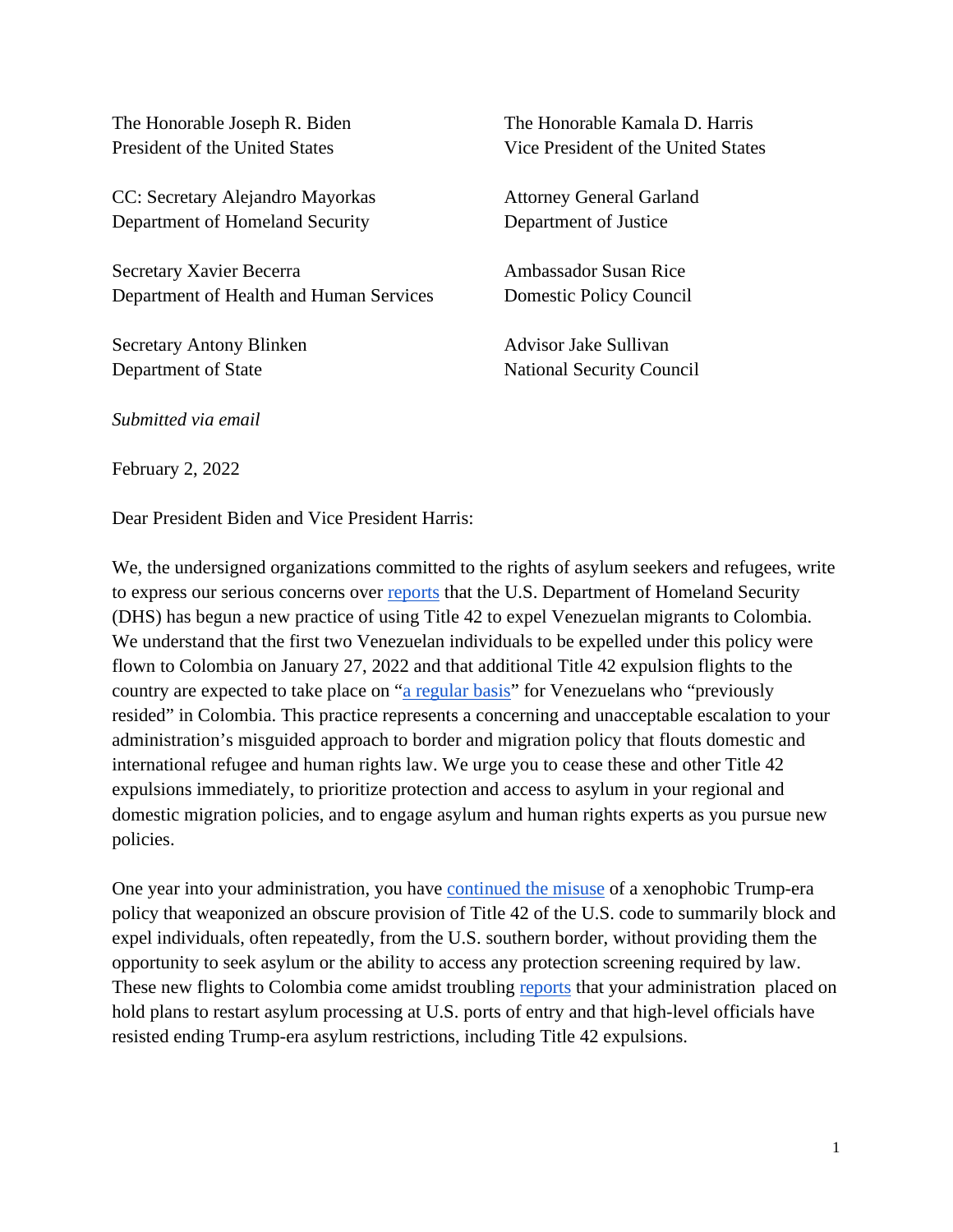The Honorable Joseph R. Biden
President of the United States

The Honorable Kamala D. Harris
Vice President of the United States

CC: Secretary Alejandro Mayorkas
Department of Homeland Security

Attorney General Garland
Department of Justice

Secretary Xavier Becerra
Department of Health and Human Services

Ambassador Susan Rice
Domestic Policy Council

Secretary Antony Blinken
Department of State

Advisor Jake Sullivan
National Security Council

*Submitted via email*

February 2, 2022

Dear President Biden and Vice President Harris:

We, the undersigned organizations committed to the rights of asylum seekers and refugees, write to express our serious concerns over reports that the U.S. Department of Homeland Security (DHS) has begun a new practice of using Title 42 to expel Venezuelan migrants to Colombia. We understand that the first two Venezuelan individuals to be expelled under this policy were flown to Colombia on January 27, 2022 and that additional Title 42 expulsion flights to the country are expected to take place on "a regular basis" for Venezuelans who "previously resided" in Colombia. This practice represents a concerning and unacceptable escalation to your administration's misguided approach to border and migration policy that flouts domestic and international refugee and human rights law. We urge you to cease these and other Title 42 expulsions immediately, to prioritize protection and access to asylum in your regional and domestic migration policies, and to engage asylum and human rights experts as you pursue new policies.

One year into your administration, you have continued the misuse of a xenophobic Trump-era policy that weaponized an obscure provision of Title 42 of the U.S. code to summarily block and expel individuals, often repeatedly, from the U.S. southern border, without providing them the opportunity to seek asylum or the ability to access any protection screening required by law. These new flights to Colombia come amidst troubling reports that your administration placed on hold plans to restart asylum processing at U.S. ports of entry and that high-level officials have resisted ending Trump-era asylum restrictions, including Title 42 expulsions.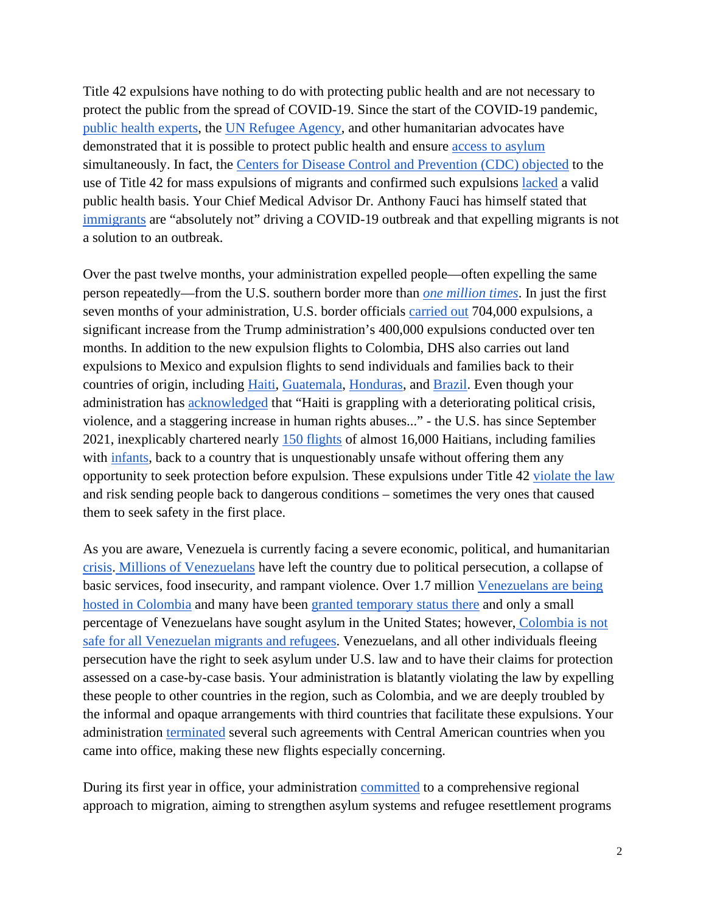Title 42 expulsions have nothing to do with protecting public health and are not necessary to protect the public from the spread of COVID-19. Since the start of the COVID-19 pandemic, public health experts, the UN Refugee Agency, and other humanitarian advocates have demonstrated that it is possible to protect public health and ensure access to asylum simultaneously. In fact, the Centers for Disease Control and Prevention (CDC) objected to the use of Title 42 for mass expulsions of migrants and confirmed such expulsions lacked a valid public health basis. Your Chief Medical Advisor Dr. Anthony Fauci has himself stated that immigrants are "absolutely not" driving a COVID-19 outbreak and that expelling migrants is not a solution to an outbreak.

Over the past twelve months, your administration expelled people—often expelling the same person repeatedly—from the U.S. southern border more than *one million times*. In just the first seven months of your administration, U.S. border officials carried out 704,000 expulsions, a significant increase from the Trump administration's 400,000 expulsions conducted over ten months. In addition to the new expulsion flights to Colombia, DHS also carries out land expulsions to Mexico and expulsion flights to send individuals and families back to their countries of origin, including Haiti, Guatemala, Honduras, and Brazil. Even though your administration has acknowledged that "Haiti is grappling with a deteriorating political crisis, violence, and a staggering increase in human rights abuses..." - the U.S. has since September 2021, inexplicably chartered nearly 150 flights of almost 16,000 Haitians, including families with infants, back to a country that is unquestionably unsafe without offering them any opportunity to seek protection before expulsion. These expulsions under Title 42 violate the law and risk sending people back to dangerous conditions – sometimes the very ones that caused them to seek safety in the first place.

As you are aware, Venezuela is currently facing a severe economic, political, and humanitarian crisis. Millions of Venezuelans have left the country due to political persecution, a collapse of basic services, food insecurity, and rampant violence. Over 1.7 million Venezuelans are being hosted in Colombia and many have been granted temporary status there and only a small percentage of Venezuelans have sought asylum in the United States; however, Colombia is not safe for all Venezuelan migrants and refugees. Venezuelans, and all other individuals fleeing persecution have the right to seek asylum under U.S. law and to have their claims for protection assessed on a case-by-case basis. Your administration is blatantly violating the law by expelling these people to other countries in the region, such as Colombia, and we are deeply troubled by the informal and opaque arrangements with third countries that facilitate these expulsions. Your administration terminated several such agreements with Central American countries when you came into office, making these new flights especially concerning.

During its first year in office, your administration committed to a comprehensive regional approach to migration, aiming to strengthen asylum systems and refugee resettlement programs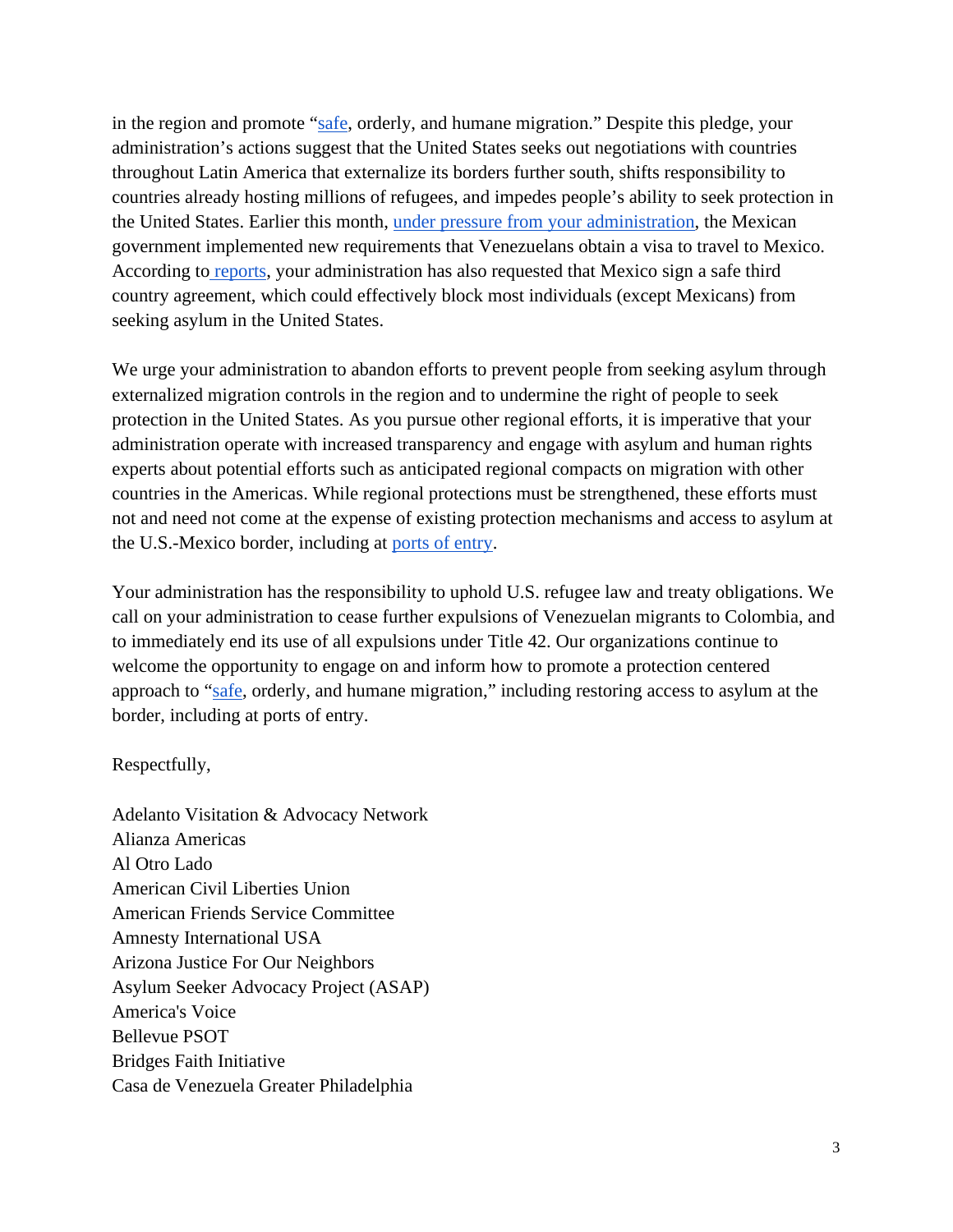in the region and promote "safe, orderly, and humane migration." Despite this pledge, your administration's actions suggest that the United States seeks out negotiations with countries throughout Latin America that externalize its borders further south, shifts responsibility to countries already hosting millions of refugees, and impedes people's ability to seek protection in the United States. Earlier this month, under pressure from your administration, the Mexican government implemented new requirements that Venezuelans obtain a visa to travel to Mexico. According to reports, your administration has also requested that Mexico sign a safe third country agreement, which could effectively block most individuals (except Mexicans) from seeking asylum in the United States.

We urge your administration to abandon efforts to prevent people from seeking asylum through externalized migration controls in the region and to undermine the right of people to seek protection in the United States. As you pursue other regional efforts, it is imperative that your administration operate with increased transparency and engage with asylum and human rights experts about potential efforts such as anticipated regional compacts on migration with other countries in the Americas. While regional protections must be strengthened, these efforts must not and need not come at the expense of existing protection mechanisms and access to asylum at the U.S.-Mexico border, including at ports of entry.

Your administration has the responsibility to uphold U.S. refugee law and treaty obligations. We call on your administration to cease further expulsions of Venezuelan migrants to Colombia, and to immediately end its use of all expulsions under Title 42. Our organizations continue to welcome the opportunity to engage on and inform how to promote a protection centered approach to "safe, orderly, and humane migration," including restoring access to asylum at the border, including at ports of entry.

Respectfully,

Adelanto Visitation & Advocacy Network
Alianza Americas
Al Otro Lado
American Civil Liberties Union
American Friends Service Committee
Amnesty International USA
Arizona Justice For Our Neighbors
Asylum Seeker Advocacy Project (ASAP)
America's Voice
Bellevue PSOT
Bridges Faith Initiative
Casa de Venezuela Greater Philadelphia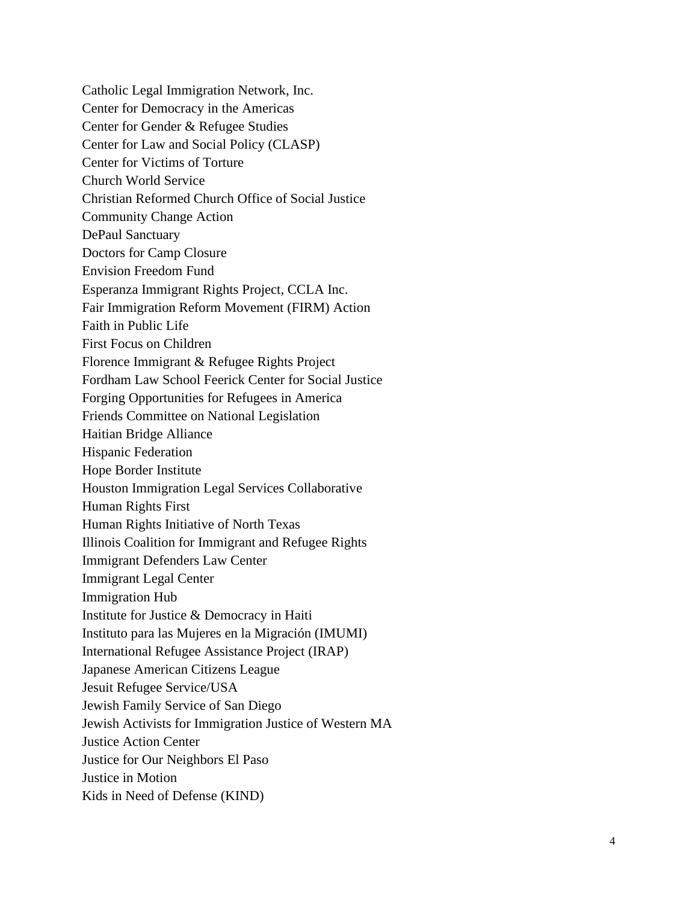Catholic Legal Immigration Network, Inc.
Center for Democracy in the Americas
Center for Gender & Refugee Studies
Center for Law and Social Policy (CLASP)
Center for Victims of Torture
Church World Service
Christian Reformed Church Office of Social Justice
Community Change Action
DePaul Sanctuary
Doctors for Camp Closure
Envision Freedom Fund
Esperanza Immigrant Rights Project, CCLA Inc.
Fair Immigration Reform Movement (FIRM) Action
Faith in Public Life
First Focus on Children
Florence Immigrant & Refugee Rights Project
Fordham Law School Feerick Center for Social Justice
Forging Opportunities for Refugees in America
Friends Committee on National Legislation
Haitian Bridge Alliance
Hispanic Federation
Hope Border Institute
Houston Immigration Legal Services Collaborative
Human Rights First
Human Rights Initiative of North Texas
Illinois Coalition for Immigrant and Refugee Rights
Immigrant Defenders Law Center
Immigrant Legal Center
Immigration Hub
Institute for Justice & Democracy in Haiti
Instituto para las Mujeres en la Migración (IMUMI)
International Refugee Assistance Project (IRAP)
Japanese American Citizens League
Jesuit Refugee Service/USA
Jewish Family Service of San Diego
Jewish Activists for Immigration Justice of Western MA
Justice Action Center
Justice for Our Neighbors El Paso
Justice in Motion
Kids in Need of Defense (KIND)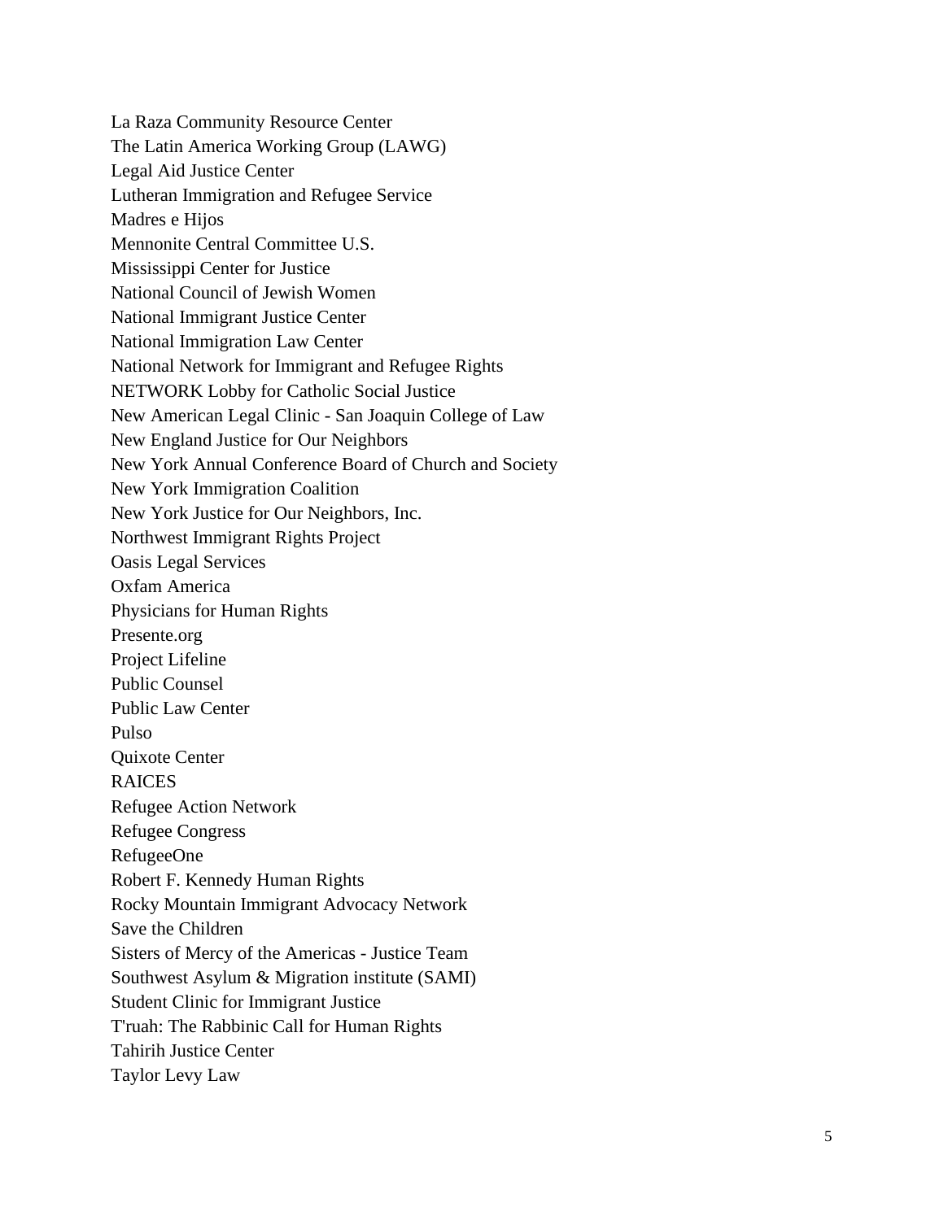La Raza Community Resource Center
The Latin America Working Group (LAWG)
Legal Aid Justice Center
Lutheran Immigration and Refugee Service
Madres e Hijos
Mennonite Central Committee U.S.
Mississippi Center for Justice
National Council of Jewish Women
National Immigrant Justice Center
National Immigration Law Center
National Network for Immigrant and Refugee Rights
NETWORK Lobby for Catholic Social Justice
New American Legal Clinic - San Joaquin College of Law
New England Justice for Our Neighbors
New York Annual Conference Board of Church and Society
New York Immigration Coalition
New York Justice for Our Neighbors, Inc.
Northwest Immigrant Rights Project
Oasis Legal Services
Oxfam America
Physicians for Human Rights
Presente.org
Project Lifeline
Public Counsel
Public Law Center
Pulso
Quixote Center
RAICES
Refugee Action Network
Refugee Congress
RefugeeOne
Robert F. Kennedy Human Rights
Rocky Mountain Immigrant Advocacy Network
Save the Children
Sisters of Mercy of the Americas - Justice Team
Southwest Asylum & Migration institute (SAMI)
Student Clinic for Immigrant Justice
T'ruah: The Rabbinic Call for Human Rights
Tahirih Justice Center
Taylor Levy Law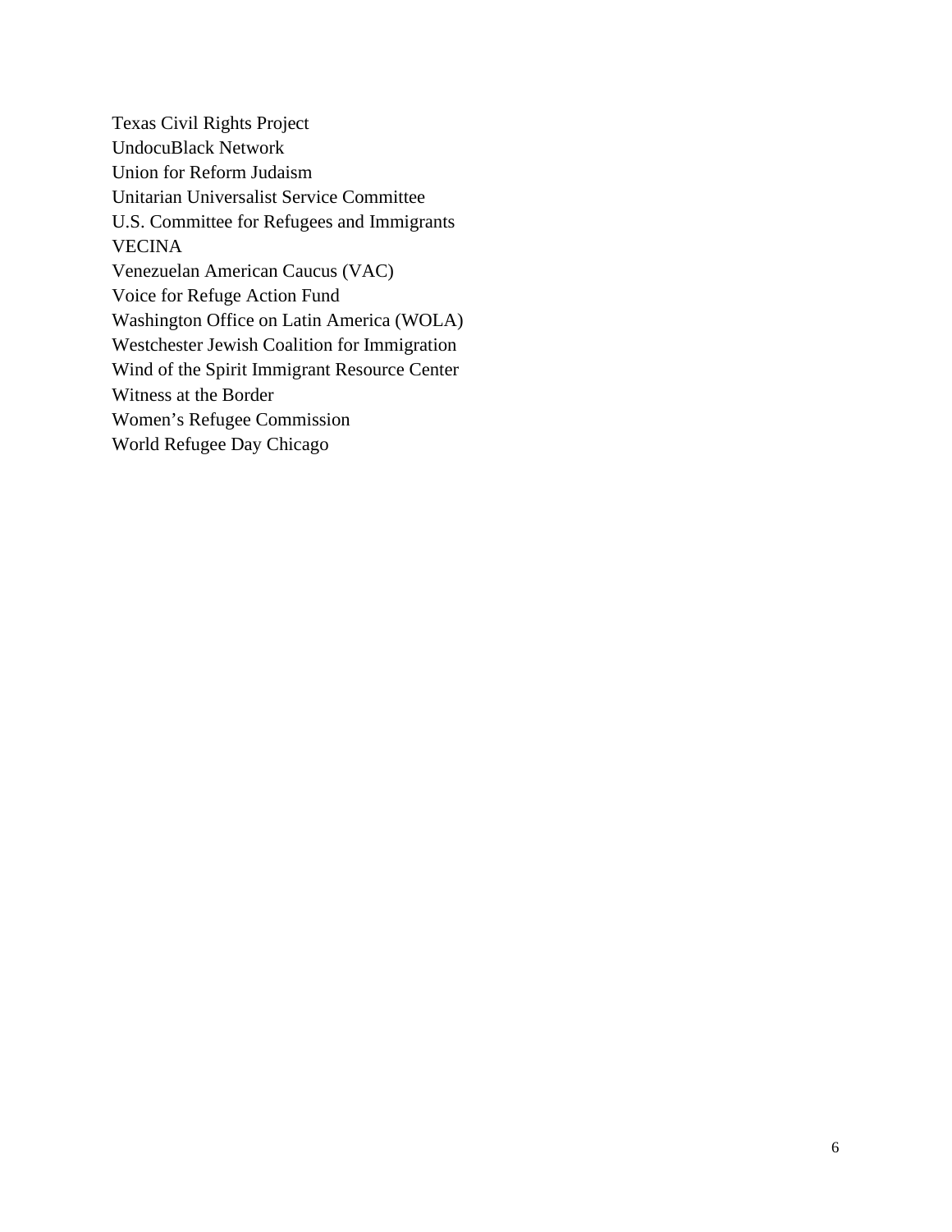Texas Civil Rights Project
UndocuBlack Network
Union for Reform Judaism
Unitarian Universalist Service Committee
U.S. Committee for Refugees and Immigrants
VECINA
Venezuelan American Caucus (VAC)
Voice for Refuge Action Fund
Washington Office on Latin America (WOLA)
Westchester Jewish Coalition for Immigration
Wind of the Spirit Immigrant Resource Center
Witness at the Border
Women's Refugee Commission
World Refugee Day Chicago